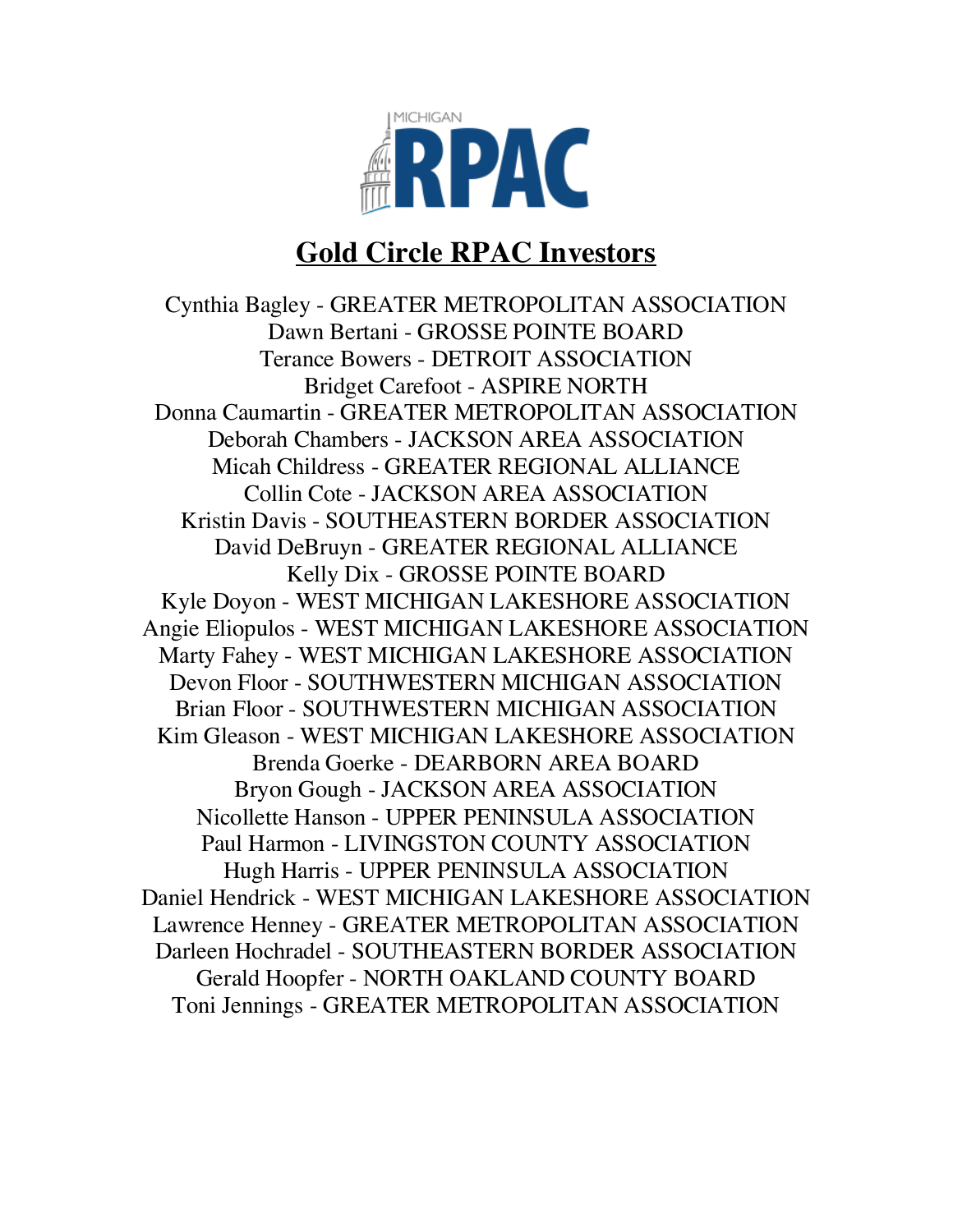MICHIGAN RPAC

# Gold Circle RPAC Investors

Cynthia Bagley - GREATER METROPOLITAN ASSOCIATION
Dawn Bertani - GROSSE POINTE BOARD
Terance Bowers - DETROIT ASSOCIATION
Bridget Carefoot - ASPIRE NORTH
Donna Caumartin - GREATER METROPOLITAN ASSOCIATION
Deborah Chambers - JACKSON AREA ASSOCIATION
Micah Childress - GREATER REGIONAL ALLIANCE
Collin Cote - JACKSON AREA ASSOCIATION
Kristin Davis - SOUTHEASTERN BORDER ASSOCIATION
David DeBruyn - GREATER REGIONAL ALLIANCE
Kelly Dix - GROSSE POINTE BOARD
Kyle Doyon - WEST MICHIGAN LAKESHORE ASSOCIATION
Angie Eliopulos - WEST MICHIGAN LAKESHORE ASSOCIATION
Marty Fahey - WEST MICHIGAN LAKESHORE ASSOCIATION
Devon Floor - SOUTHWESTERN MICHIGAN ASSOCIATION
Brian Floor - SOUTHWESTERN MICHIGAN ASSOCIATION
Kim Gleason - WEST MICHIGAN LAKESHORE ASSOCIATION
Brenda Goerke - DEARBORN AREA BOARD
Bryon Gough - JACKSON AREA ASSOCIATION
Nicollette Hanson - UPPER PENINSULA ASSOCIATION
Paul Harmon - LIVINGSTON COUNTY ASSOCIATION
Hugh Harris - UPPER PENINSULA ASSOCIATION
Daniel Hendrick - WEST MICHIGAN LAKESHORE ASSOCIATION
Lawrence Henney - GREATER METROPOLITAN ASSOCIATION
Darleen Hochradel - SOUTHEASTERN BORDER ASSOCIATION
Gerald Hoopfer - NORTH OAKLAND COUNTY BOARD
Toni Jennings - GREATER METROPOLITAN ASSOCIATION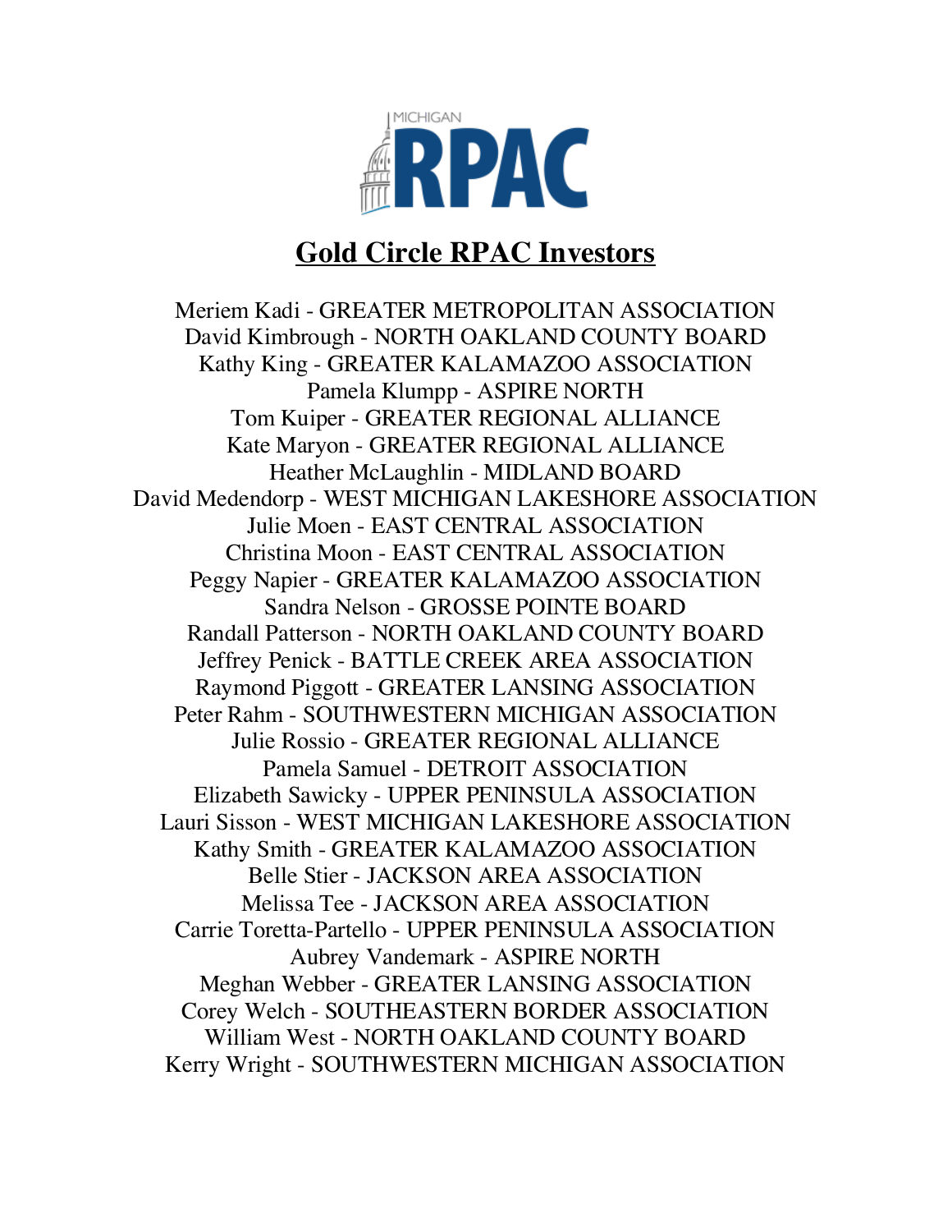MICHIGAN RPAC

## Gold Circle RPAC Investors

Meriem Kadi - GREATER METROPOLITAN ASSOCIATION
David Kimbrough - NORTH OAKLAND COUNTY BOARD
Kathy King - GREATER KALAMAZOO ASSOCIATION
Pamela Klumpp - ASPIRE NORTH
Tom Kuiper - GREATER REGIONAL ALLIANCE
Kate Maryon - GREATER REGIONAL ALLIANCE
Heather McLaughlin - MIDLAND BOARD
David Medendorp - WEST MICHIGAN LAKESHORE ASSOCIATION
Julie Moen - EAST CENTRAL ASSOCIATION
Christina Moon - EAST CENTRAL ASSOCIATION
Peggy Napier - GREATER KALAMAZOO ASSOCIATION
Sandra Nelson - GROSSE POINTE BOARD
Randall Patterson - NORTH OAKLAND COUNTY BOARD
Jeffrey Penick - BATTLE CREEK AREA ASSOCIATION
Raymond Piggott - GREATER LANSING ASSOCIATION
Peter Rahm - SOUTHWESTERN MICHIGAN ASSOCIATION
Julie Rossio - GREATER REGIONAL ALLIANCE
Pamela Samuel - DETROIT ASSOCIATION
Elizabeth Sawicky - UPPER PENINSULA ASSOCIATION
Lauri Sisson - WEST MICHIGAN LAKESHORE ASSOCIATION
Kathy Smith - GREATER KALAMAZOO ASSOCIATION
Belle Stier - JACKSON AREA ASSOCIATION
Melissa Tee - JACKSON AREA ASSOCIATION
Carrie Toretta-Partello - UPPER PENINSULA ASSOCIATION
Aubrey Vandemark - ASPIRE NORTH
Meghan Webber - GREATER LANSING ASSOCIATION
Corey Welch - SOUTHEASTERN BORDER ASSOCIATION
William West - NORTH OAKLAND COUNTY BOARD
Kerry Wright - SOUTHWESTERN MICHIGAN ASSOCIATION